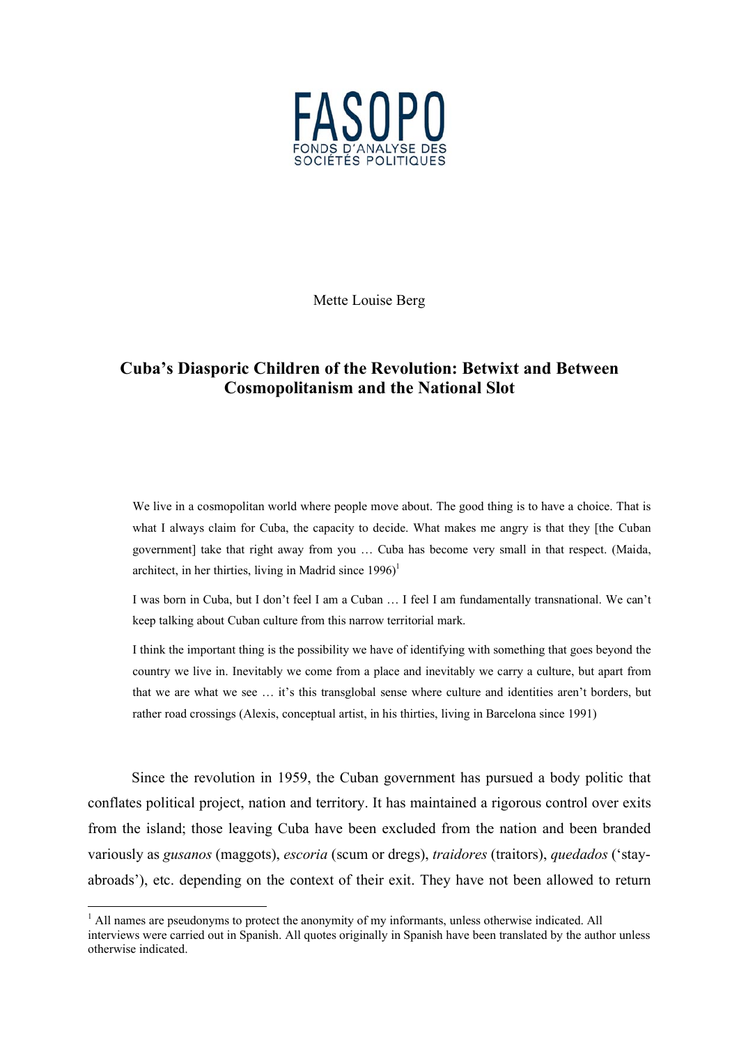FASOPO

FONDS D'ANALYSE DES SOCIÉTÉS POLITIQUES

Mette Louise Berg

# Cuba's Diasporic Children of the Revolution: Betwixt and Between Cosmopolitanism and the National Slot

> We live in a cosmopolitan world where people move about. The good thing is to have a choice. That is what I always claim for Cuba, the capacity to decide. What makes me angry is that they [the Cuban government] take that right away from you … Cuba has become very small in that respect. (Maida, architect, in her thirties, living in Madrid since 1996)[1]
>
> I was born in Cuba, but I don't feel I am a Cuban … I feel I am fundamentally transnational. We can't keep talking about Cuban culture from this narrow territorial mark.
>
> I think the important thing is the possibility we have of identifying with something that goes beyond the country we live in. Inevitably we come from a place and inevitably we carry a culture, but apart from that we are what we see … it's this transglobal sense where culture and identities aren't borders, but rather road crossings (Alexis, conceptual artist, in his thirties, living in Barcelona since 1991)

Since the revolution in 1959, the Cuban government has pursued a body politic that conflates political project, nation and territory. It has maintained a rigorous control over exits from the island; those leaving Cuba have been excluded from the nation and been branded variously as *gusanos* (maggots), *escoria* (scum or dregs), *traidores* (traitors), *quedados* ('stay-abroads'), etc. depending on the context of their exit. They have not been allowed to return

[1] All names are pseudonyms to protect the anonymity of my informants, unless otherwise indicated. All interviews were carried out in Spanish. All quotes originally in Spanish have been translated by the author unless otherwise indicated.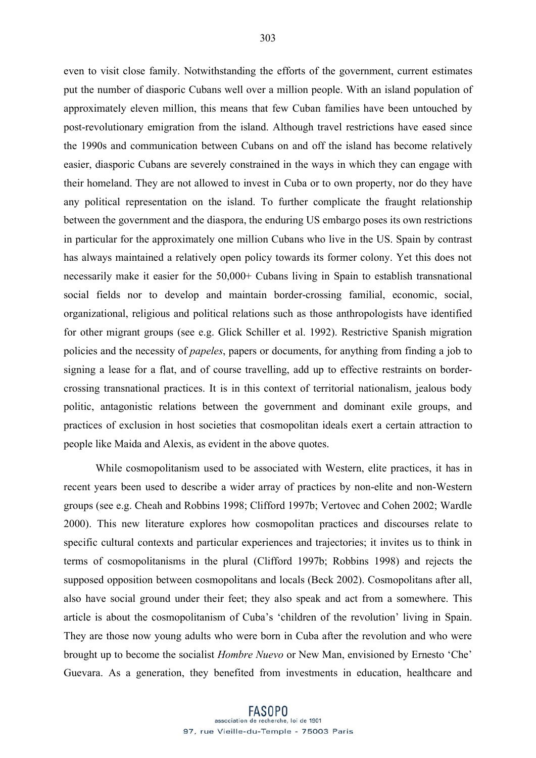even to visit close family. Notwithstanding the efforts of the government, current estimates put the number of diasporic Cubans well over a million people. With an island population of approximately eleven million, this means that few Cuban families have been untouched by post-revolutionary emigration from the island. Although travel restrictions have eased since the 1990s and communication between Cubans on and off the island has become relatively easier, diasporic Cubans are severely constrained in the ways in which they can engage with their homeland. They are not allowed to invest in Cuba or to own property, nor do they have any political representation on the island. To further complicate the fraught relationship between the government and the diaspora, the enduring US embargo poses its own restrictions in particular for the approximately one million Cubans who live in the US. Spain by contrast has always maintained a relatively open policy towards its former colony. Yet this does not necessarily make it easier for the 50,000+ Cubans living in Spain to establish transnational social fields nor to develop and maintain border-crossing familial, economic, social, organizational, religious and political relations such as those anthropologists have identified for other migrant groups (see e.g. Glick Schiller et al. 1992). Restrictive Spanish migration policies and the necessity of *papeles*, papers or documents, for anything from finding a job to signing a lease for a flat, and of course travelling, add up to effective restraints on border-crossing transnational practices. It is in this context of territorial nationalism, jealous body politic, antagonistic relations between the government and dominant exile groups, and practices of exclusion in host societies that cosmopolitan ideals exert a certain attraction to people like Maida and Alexis, as evident in the above quotes.

While cosmopolitanism used to be associated with Western, elite practices, it has in recent years been used to describe a wider array of practices by non-elite and non-Western groups (see e.g. Cheah and Robbins 1998; Clifford 1997b; Vertovec and Cohen 2002; Wardle 2000). This new literature explores how cosmopolitan practices and discourses relate to specific cultural contexts and particular experiences and trajectories; it invites us to think in terms of cosmopolitanisms in the plural (Clifford 1997b; Robbins 1998) and rejects the supposed opposition between cosmopolitans and locals (Beck 2002). Cosmopolitans after all, also have social ground under their feet; they also speak and act from a somewhere. This article is about the cosmopolitanism of Cuba's 'children of the revolution' living in Spain. They are those now young adults who were born in Cuba after the revolution and who were brought up to become the socialist *Hombre Nuevo* or New Man, envisioned by Ernesto 'Che' Guevara. As a generation, they benefited from investments in education, healthcare and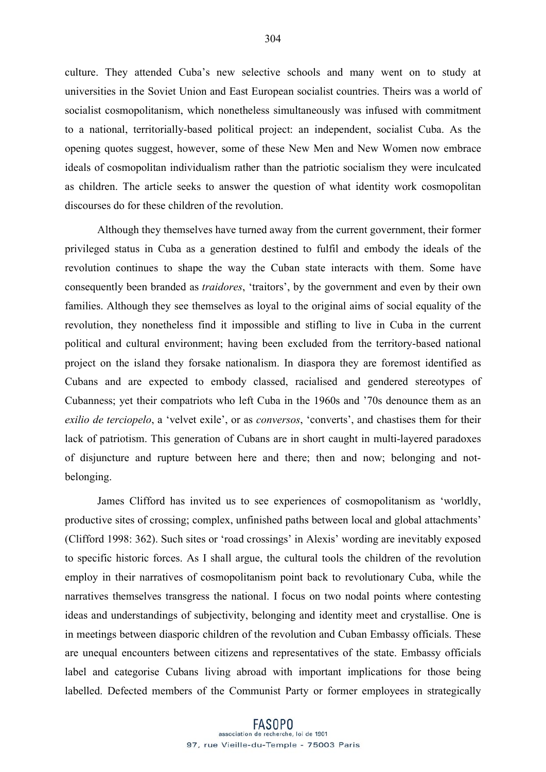culture. They attended Cuba's new selective schools and many went on to study at universities in the Soviet Union and East European socialist countries. Theirs was a world of socialist cosmopolitanism, which nonetheless simultaneously was infused with commitment to a national, territorially-based political project: an independent, socialist Cuba. As the opening quotes suggest, however, some of these New Men and New Women now embrace ideals of cosmopolitan individualism rather than the patriotic socialism they were inculcated as children. The article seeks to answer the question of what identity work cosmopolitan discourses do for these children of the revolution.

Although they themselves have turned away from the current government, their former privileged status in Cuba as a generation destined to fulfil and embody the ideals of the revolution continues to shape the way the Cuban state interacts with them. Some have consequently been branded as *traidores*, 'traitors', by the government and even by their own families. Although they see themselves as loyal to the original aims of social equality of the revolution, they nonetheless find it impossible and stifling to live in Cuba in the current political and cultural environment; having been excluded from the territory-based national project on the island they forsake nationalism. In diaspora they are foremost identified as Cubans and are expected to embody classed, racialised and gendered stereotypes of Cubanness; yet their compatriots who left Cuba in the 1960s and '70s denounce them as an *exilio de terciopelo*, a 'velvet exile', or as *conversos*, 'converts', and chastises them for their lack of patriotism. This generation of Cubans are in short caught in multi-layered paradoxes of disjuncture and rupture between here and there; then and now; belonging and not-belonging.

James Clifford has invited us to see experiences of cosmopolitanism as 'worldly, productive sites of crossing; complex, unfinished paths between local and global attachments' (Clifford 1998: 362). Such sites or 'road crossings' in Alexis' wording are inevitably exposed to specific historic forces. As I shall argue, the cultural tools the children of the revolution employ in their narratives of cosmopolitanism point back to revolutionary Cuba, while the narratives themselves transgress the national. I focus on two nodal points where contesting ideas and understandings of subjectivity, belonging and identity meet and crystallise. One is in meetings between diasporic children of the revolution and Cuban Embassy officials. These are unequal encounters between citizens and representatives of the state. Embassy officials label and categorise Cubans living abroad with important implications for those being labelled. Defected members of the Communist Party or former employees in strategically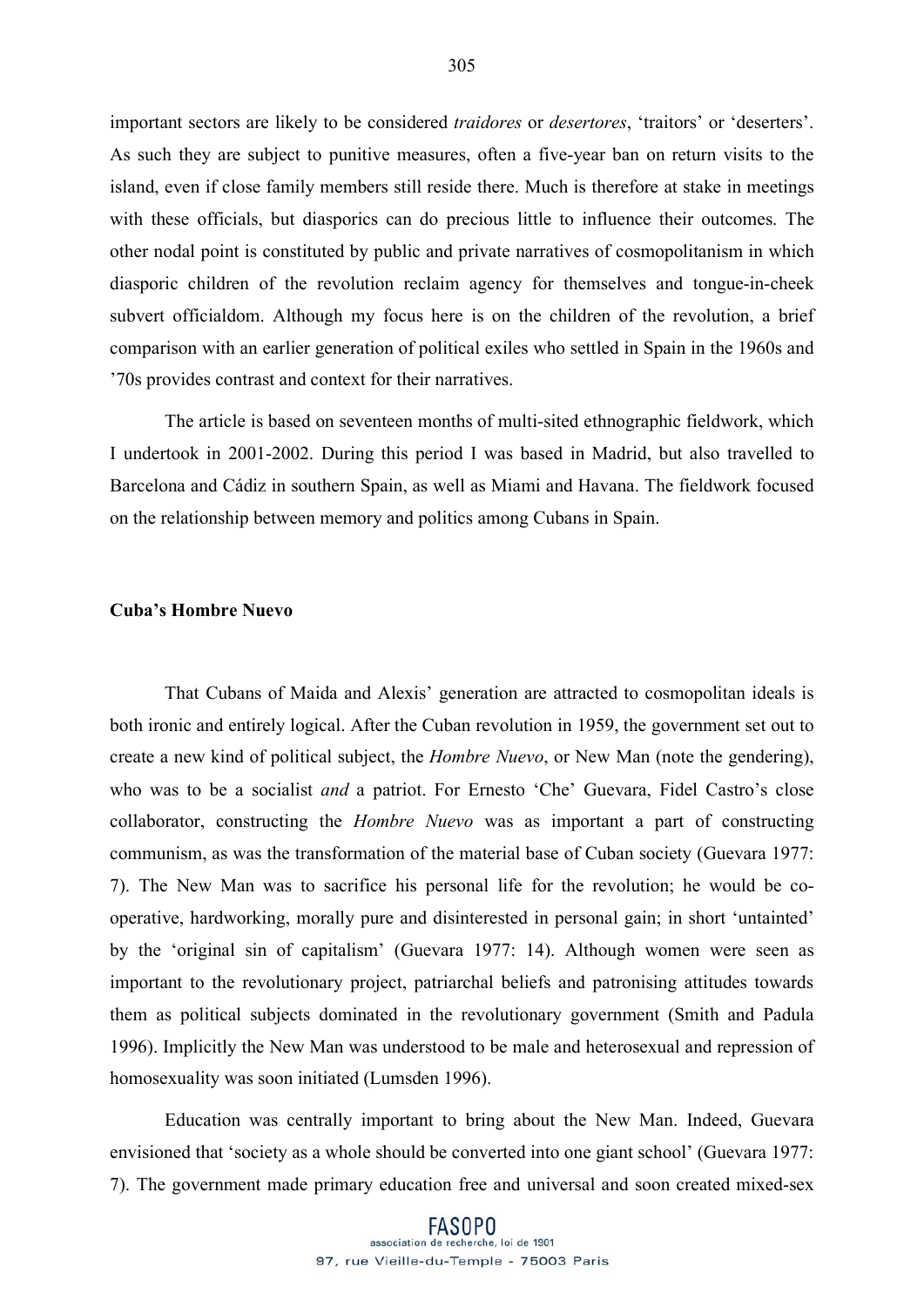important sectors are likely to be considered *traidores* or *desertores*, 'traitors' or 'deserters'. As such they are subject to punitive measures, often a five-year ban on return visits to the island, even if close family members still reside there. Much is therefore at stake in meetings with these officials, but diasporics can do precious little to influence their outcomes. The other nodal point is constituted by public and private narratives of cosmopolitanism in which diasporic children of the revolution reclaim agency for themselves and tongue-in-cheek subvert officialdom. Although my focus here is on the children of the revolution, a brief comparison with an earlier generation of political exiles who settled in Spain in the 1960s and '70s provides contrast and context for their narratives.

The article is based on seventeen months of multi-sited ethnographic fieldwork, which I undertook in 2001-2002. During this period I was based in Madrid, but also travelled to Barcelona and Cádiz in southern Spain, as well as Miami and Havana. The fieldwork focused on the relationship between memory and politics among Cubans in Spain.

**Cuba's Hombre Nuevo**

That Cubans of Maida and Alexis' generation are attracted to cosmopolitan ideals is both ironic and entirely logical. After the Cuban revolution in 1959, the government set out to create a new kind of political subject, the *Hombre Nuevo*, or New Man (note the gendering), who was to be a socialist *and* a patriot. For Ernesto 'Che' Guevara, Fidel Castro's close collaborator, constructing the *Hombre Nuevo* was as important a part of constructing communism, as was the transformation of the material base of Cuban society (Guevara 1977: 7). The New Man was to sacrifice his personal life for the revolution; he would be co-operative, hardworking, morally pure and disinterested in personal gain; in short 'untainted' by the 'original sin of capitalism' (Guevara 1977: 14). Although women were seen as important to the revolutionary project, patriarchal beliefs and patronising attitudes towards them as political subjects dominated in the revolutionary government (Smith and Padula 1996). Implicitly the New Man was understood to be male and heterosexual and repression of homosexuality was soon initiated (Lumsden 1996).

Education was centrally important to bring about the New Man. Indeed, Guevara envisioned that 'society as a whole should be converted into one giant school' (Guevara 1977: 7). The government made primary education free and universal and soon created mixed-sex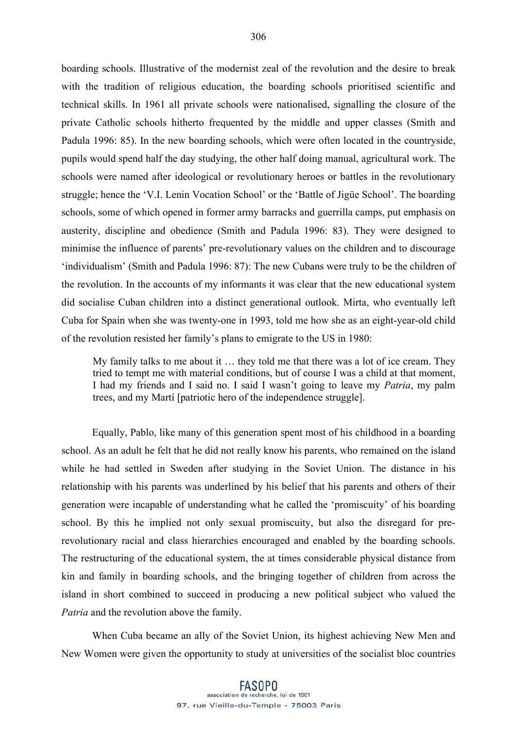boarding schools. Illustrative of the modernist zeal of the revolution and the desire to break with the tradition of religious education, the boarding schools prioritised scientific and technical skills. In 1961 all private schools were nationalised, signalling the closure of the private Catholic schools hitherto frequented by the middle and upper classes (Smith and Padula 1996: 85). In the new boarding schools, which were often located in the countryside, pupils would spend half the day studying, the other half doing manual, agricultural work. The schools were named after ideological or revolutionary heroes or battles in the revolutionary struggle; hence the 'V.I. Lenin Vocation School' or the 'Battle of Jigüe School'. The boarding schools, some of which opened in former army barracks and guerrilla camps, put emphasis on austerity, discipline and obedience (Smith and Padula 1996: 83). They were designed to minimise the influence of parents' pre-revolutionary values on the children and to discourage 'individualism' (Smith and Padula 1996: 87): The new Cubans were truly to be the children of the revolution. In the accounts of my informants it was clear that the new educational system did socialise Cuban children into a distinct generational outlook. Mirta, who eventually left Cuba for Spain when she was twenty-one in 1993, told me how she as an eight-year-old child of the revolution resisted her family's plans to emigrate to the US in 1980:

> My family talks to me about it … they told me that there was a lot of ice cream. They tried to tempt me with material conditions, but of course I was a child at that moment, I had my friends and I said no. I said I wasn't going to leave my *Patria*, my palm trees, and my Martí [patriotic hero of the independence struggle].

Equally, Pablo, like many of this generation spent most of his childhood in a boarding school. As an adult he felt that he did not really know his parents, who remained on the island while he had settled in Sweden after studying in the Soviet Union. The distance in his relationship with his parents was underlined by his belief that his parents and others of their generation were incapable of understanding what he called the 'promiscuity' of his boarding school. By this he implied not only sexual promiscuity, but also the disregard for pre-revolutionary racial and class hierarchies encouraged and enabled by the boarding schools. The restructuring of the educational system, the at times considerable physical distance from kin and family in boarding schools, and the bringing together of children from across the island in short combined to succeed in producing a new political subject who valued the *Patria* and the revolution above the family.

When Cuba became an ally of the Soviet Union, its highest achieving New Men and New Women were given the opportunity to study at universities of the socialist bloc countries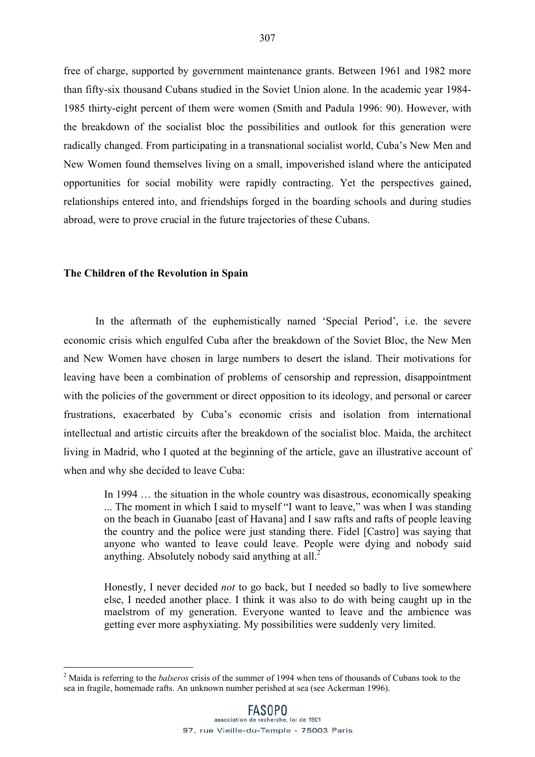free of charge, supported by government maintenance grants. Between 1961 and 1982 more than fifty-six thousand Cubans studied in the Soviet Union alone. In the academic year 1984-1985 thirty-eight percent of them were women (Smith and Padula 1996: 90). However, with the breakdown of the socialist bloc the possibilities and outlook for this generation were radically changed. From participating in a transnational socialist world, Cuba's New Men and New Women found themselves living on a small, impoverished island where the anticipated opportunities for social mobility were rapidly contracting. Yet the perspectives gained, relationships entered into, and friendships forged in the boarding schools and during studies abroad, were to prove crucial in the future trajectories of these Cubans.

## The Children of the Revolution in Spain

In the aftermath of the euphemistically named 'Special Period', i.e. the severe economic crisis which engulfed Cuba after the breakdown of the Soviet Bloc, the New Men and New Women have chosen in large numbers to desert the island. Their motivations for leaving have been a combination of problems of censorship and repression, disappointment with the policies of the government or direct opposition to its ideology, and personal or career frustrations, exacerbated by Cuba's economic crisis and isolation from international intellectual and artistic circuits after the breakdown of the socialist bloc. Maida, the architect living in Madrid, who I quoted at the beginning of the article, gave an illustrative account of when and why she decided to leave Cuba:

> In 1994 … the situation in the whole country was disastrous, economically speaking ... The moment in which I said to myself "I want to leave," was when I was standing on the beach in Guanabo [east of Havana] and I saw rafts and rafts of people leaving the country and the police were just standing there. Fidel [Castro] was saying that anyone who wanted to leave could leave. People were dying and nobody said anything. Absolutely nobody said anything at all.[2]
>
> Honestly, I never decided *not* to go back, but I needed so badly to live somewhere else, I needed another place. I think it was also to do with being caught up in the maelstrom of my generation. Everyone wanted to leave and the ambience was getting ever more asphyxiating. My possibilities were suddenly very limited.

---

[2] Maida is referring to the *balseros* crisis of the summer of 1994 when tens of thousands of Cubans took to the sea in fragile, homemade rafts. An unknown number perished at sea (see Ackerman 1996).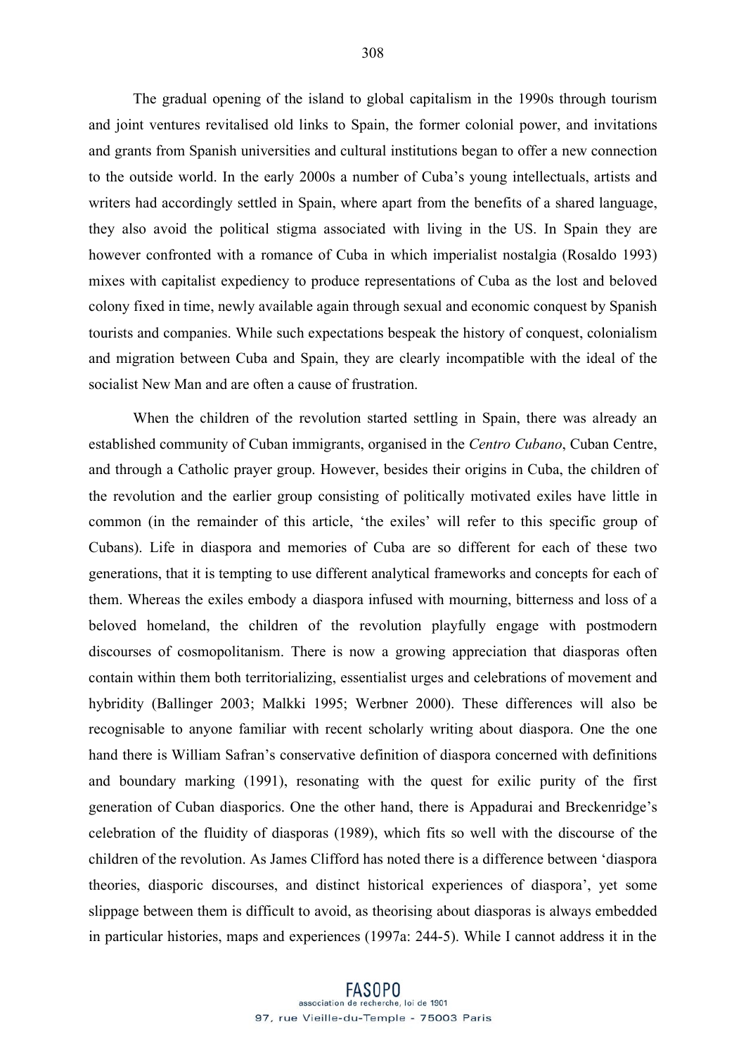The gradual opening of the island to global capitalism in the 1990s through tourism and joint ventures revitalised old links to Spain, the former colonial power, and invitations and grants from Spanish universities and cultural institutions began to offer a new connection to the outside world. In the early 2000s a number of Cuba's young intellectuals, artists and writers had accordingly settled in Spain, where apart from the benefits of a shared language, they also avoid the political stigma associated with living in the US. In Spain they are however confronted with a romance of Cuba in which imperialist nostalgia (Rosaldo 1993) mixes with capitalist expediency to produce representations of Cuba as the lost and beloved colony fixed in time, newly available again through sexual and economic conquest by Spanish tourists and companies. While such expectations bespeak the history of conquest, colonialism and migration between Cuba and Spain, they are clearly incompatible with the ideal of the socialist New Man and are often a cause of frustration.

When the children of the revolution started settling in Spain, there was already an established community of Cuban immigrants, organised in the *Centro Cubano*, Cuban Centre, and through a Catholic prayer group. However, besides their origins in Cuba, the children of the revolution and the earlier group consisting of politically motivated exiles have little in common (in the remainder of this article, 'the exiles' will refer to this specific group of Cubans). Life in diaspora and memories of Cuba are so different for each of these two generations, that it is tempting to use different analytical frameworks and concepts for each of them. Whereas the exiles embody a diaspora infused with mourning, bitterness and loss of a beloved homeland, the children of the revolution playfully engage with postmodern discourses of cosmopolitanism. There is now a growing appreciation that diasporas often contain within them both territorializing, essentialist urges and celebrations of movement and hybridity (Ballinger 2003; Malkki 1995; Werbner 2000). These differences will also be recognisable to anyone familiar with recent scholarly writing about diaspora. One the one hand there is William Safran's conservative definition of diaspora concerned with definitions and boundary marking (1991), resonating with the quest for exilic purity of the first generation of Cuban diasporics. One the other hand, there is Appadurai and Breckenridge's celebration of the fluidity of diasporas (1989), which fits so well with the discourse of the children of the revolution. As James Clifford has noted there is a difference between 'diaspora theories, diasporic discourses, and distinct historical experiences of diaspora', yet some slippage between them is difficult to avoid, as theorising about diasporas is always embedded in particular histories, maps and experiences (1997a: 244-5). While I cannot address it in the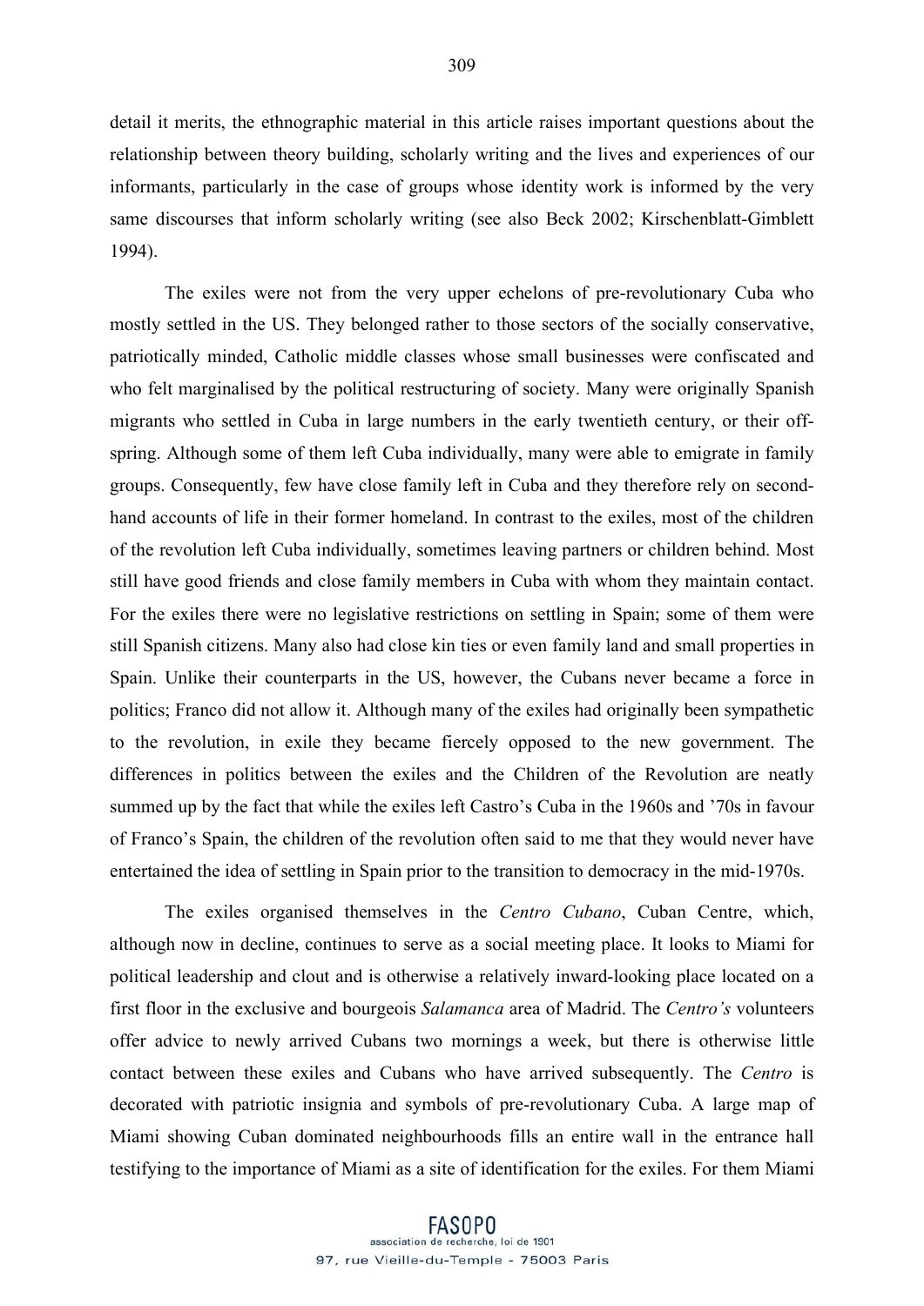detail it merits, the ethnographic material in this article raises important questions about the relationship between theory building, scholarly writing and the lives and experiences of our informants, particularly in the case of groups whose identity work is informed by the very same discourses that inform scholarly writing (see also Beck 2002; Kirschenblatt-Gimblett 1994).

The exiles were not from the very upper echelons of pre-revolutionary Cuba who mostly settled in the US. They belonged rather to those sectors of the socially conservative, patriotically minded, Catholic middle classes whose small businesses were confiscated and who felt marginalised by the political restructuring of society. Many were originally Spanish migrants who settled in Cuba in large numbers in the early twentieth century, or their off-spring. Although some of them left Cuba individually, many were able to emigrate in family groups. Consequently, few have close family left in Cuba and they therefore rely on second-hand accounts of life in their former homeland. In contrast to the exiles, most of the children of the revolution left Cuba individually, sometimes leaving partners or children behind. Most still have good friends and close family members in Cuba with whom they maintain contact. For the exiles there were no legislative restrictions on settling in Spain; some of them were still Spanish citizens. Many also had close kin ties or even family land and small properties in Spain. Unlike their counterparts in the US, however, the Cubans never became a force in politics; Franco did not allow it. Although many of the exiles had originally been sympathetic to the revolution, in exile they became fiercely opposed to the new government. The differences in politics between the exiles and the Children of the Revolution are neatly summed up by the fact that while the exiles left Castro's Cuba in the 1960s and '70s in favour of Franco's Spain, the children of the revolution often said to me that they would never have entertained the idea of settling in Spain prior to the transition to democracy in the mid-1970s.

The exiles organised themselves in the *Centro Cubano*, Cuban Centre, which, although now in decline, continues to serve as a social meeting place. It looks to Miami for political leadership and clout and is otherwise a relatively inward-looking place located on a first floor in the exclusive and bourgeois *Salamanca* area of Madrid. The *Centro's* volunteers offer advice to newly arrived Cubans two mornings a week, but there is otherwise little contact between these exiles and Cubans who have arrived subsequently. The *Centro* is decorated with patriotic insignia and symbols of pre-revolutionary Cuba. A large map of Miami showing Cuban dominated neighbourhoods fills an entire wall in the entrance hall testifying to the importance of Miami as a site of identification for the exiles. For them Miami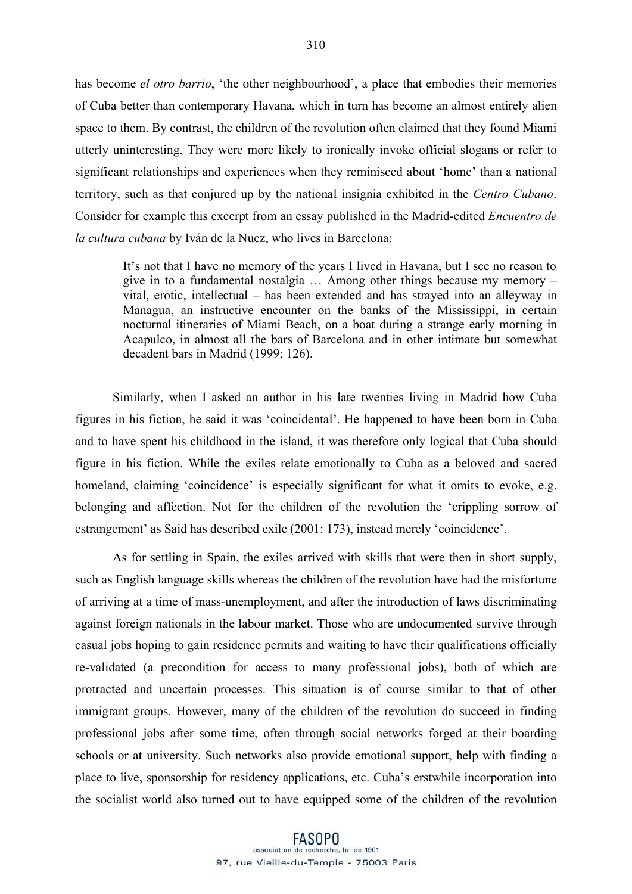has become *el otro barrio*, 'the other neighbourhood', a place that embodies their memories of Cuba better than contemporary Havana, which in turn has become an almost entirely alien space to them. By contrast, the children of the revolution often claimed that they found Miami utterly uninteresting. They were more likely to ironically invoke official slogans or refer to significant relationships and experiences when they reminisced about 'home' than a national territory, such as that conjured up by the national insignia exhibited in the *Centro Cubano*. Consider for example this excerpt from an essay published in the Madrid-edited *Encuentro de la cultura cubana* by Iván de la Nuez, who lives in Barcelona:

> It's not that I have no memory of the years I lived in Havana, but I see no reason to give in to a fundamental nostalgia … Among other things because my memory – vital, erotic, intellectual – has been extended and has strayed into an alleyway in Managua, an instructive encounter on the banks of the Mississippi, in certain nocturnal itineraries of Miami Beach, on a boat during a strange early morning in Acapulco, in almost all the bars of Barcelona and in other intimate but somewhat decadent bars in Madrid (1999: 126).

Similarly, when I asked an author in his late twenties living in Madrid how Cuba figures in his fiction, he said it was 'coincidental'. He happened to have been born in Cuba and to have spent his childhood in the island, it was therefore only logical that Cuba should figure in his fiction. While the exiles relate emotionally to Cuba as a beloved and sacred homeland, claiming 'coincidence' is especially significant for what it omits to evoke, e.g. belonging and affection. Not for the children of the revolution the 'crippling sorrow of estrangement' as Said has described exile (2001: 173), instead merely 'coincidence'.

As for settling in Spain, the exiles arrived with skills that were then in short supply, such as English language skills whereas the children of the revolution have had the misfortune of arriving at a time of mass-unemployment, and after the introduction of laws discriminating against foreign nationals in the labour market. Those who are undocumented survive through casual jobs hoping to gain residence permits and waiting to have their qualifications officially re-validated (a precondition for access to many professional jobs), both of which are protracted and uncertain processes. This situation is of course similar to that of other immigrant groups. However, many of the children of the revolution do succeed in finding professional jobs after some time, often through social networks forged at their boarding schools or at university. Such networks also provide emotional support, help with finding a place to live, sponsorship for residency applications, etc. Cuba's erstwhile incorporation into the socialist world also turned out to have equipped some of the children of the revolution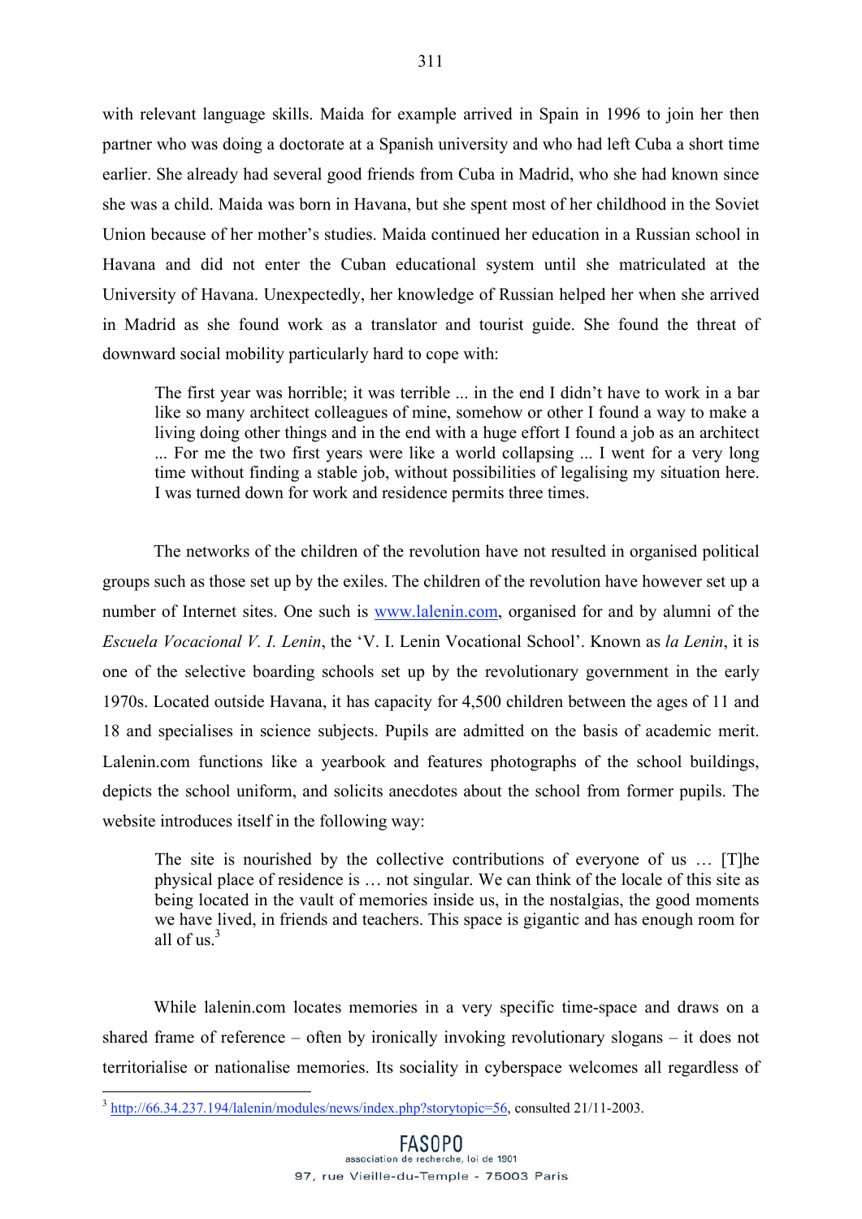with relevant language skills. Maida for example arrived in Spain in 1996 to join her then partner who was doing a doctorate at a Spanish university and who had left Cuba a short time earlier. She already had several good friends from Cuba in Madrid, who she had known since she was a child. Maida was born in Havana, but she spent most of her childhood in the Soviet Union because of her mother's studies. Maida continued her education in a Russian school in Havana and did not enter the Cuban educational system until she matriculated at the University of Havana. Unexpectedly, her knowledge of Russian helped her when she arrived in Madrid as she found work as a translator and tourist guide. She found the threat of downward social mobility particularly hard to cope with:

> The first year was horrible; it was terrible ... in the end I didn't have to work in a bar like so many architect colleagues of mine, somehow or other I found a way to make a living doing other things and in the end with a huge effort I found a job as an architect ... For me the two first years were like a world collapsing ... I went for a very long time without finding a stable job, without possibilities of legalising my situation here. I was turned down for work and residence permits three times.

The networks of the children of the revolution have not resulted in organised political groups such as those set up by the exiles. The children of the revolution have however set up a number of Internet sites. One such is www.lalenin.com, organised for and by alumni of the *Escuela Vocacional V. I. Lenin*, the 'V. I. Lenin Vocational School'. Known as *la Lenin*, it is one of the selective boarding schools set up by the revolutionary government in the early 1970s. Located outside Havana, it has capacity for 4,500 children between the ages of 11 and 18 and specialises in science subjects. Pupils are admitted on the basis of academic merit. Lalenin.com functions like a yearbook and features photographs of the school buildings, depicts the school uniform, and solicits anecdotes about the school from former pupils. The website introduces itself in the following way:

> The site is nourished by the collective contributions of everyone of us … [T]he physical place of residence is … not singular. We can think of the locale of this site as being located in the vault of memories inside us, in the nostalgias, the good moments we have lived, in friends and teachers. This space is gigantic and has enough room for all of us.[3]

While lalenin.com locates memories in a very specific time-space and draws on a shared frame of reference – often by ironically invoking revolutionary slogans – it does not territorialise or nationalise memories. Its sociality in cyberspace welcomes all regardless of

[3] http://66.34.237.194/lalenin/modules/news/index.php?storytopic=56, consulted 21/11-2003.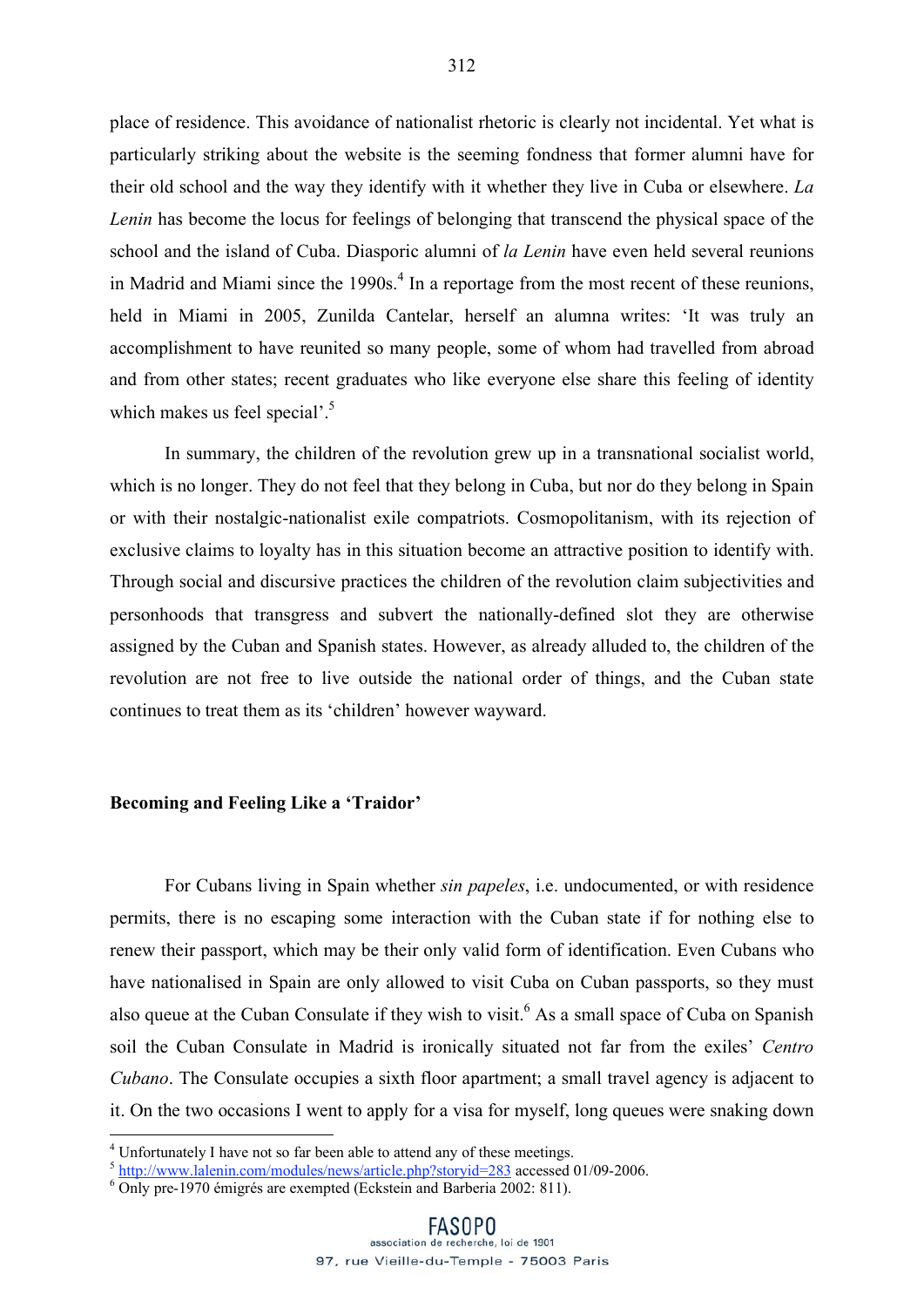place of residence. This avoidance of nationalist rhetoric is clearly not incidental. Yet what is particularly striking about the website is the seeming fondness that former alumni have for their old school and the way they identify with it whether they live in Cuba or elsewhere. *La Lenin* has become the locus for feelings of belonging that transcend the physical space of the school and the island of Cuba. Diasporic alumni of *la Lenin* have even held several reunions in Madrid and Miami since the 1990s.[4] In a reportage from the most recent of these reunions, held in Miami in 2005, Zunilda Cantelar, herself an alumna writes: 'It was truly an accomplishment to have reunited so many people, some of whom had travelled from abroad and from other states; recent graduates who like everyone else share this feeling of identity which makes us feel special'.[5]

In summary, the children of the revolution grew up in a transnational socialist world, which is no longer. They do not feel that they belong in Cuba, but nor do they belong in Spain or with their nostalgic-nationalist exile compatriots. Cosmopolitanism, with its rejection of exclusive claims to loyalty has in this situation become an attractive position to identify with. Through social and discursive practices the children of the revolution claim subjectivities and personhoods that transgress and subvert the nationally-defined slot they are otherwise assigned by the Cuban and Spanish states. However, as already alluded to, the children of the revolution are not free to live outside the national order of things, and the Cuban state continues to treat them as its 'children' however wayward.

## Becoming and Feeling Like a 'Traidor'

For Cubans living in Spain whether *sin papeles*, i.e. undocumented, or with residence permits, there is no escaping some interaction with the Cuban state if for nothing else to renew their passport, which may be their only valid form of identification. Even Cubans who have nationalised in Spain are only allowed to visit Cuba on Cuban passports, so they must also queue at the Cuban Consulate if they wish to visit.[6] As a small space of Cuba on Spanish soil the Cuban Consulate in Madrid is ironically situated not far from the exiles' *Centro Cubano*. The Consulate occupies a sixth floor apartment; a small travel agency is adjacent to it. On the two occasions I went to apply for a visa for myself, long queues were snaking down

---

[4] Unfortunately I have not so far been able to attend any of these meetings.

[5] http://www.lalenin.com/modules/news/article.php?storyid=283 accessed 01/09-2006.

[6] Only pre-1970 émigrés are exempted (Eckstein and Barberia 2002: 811).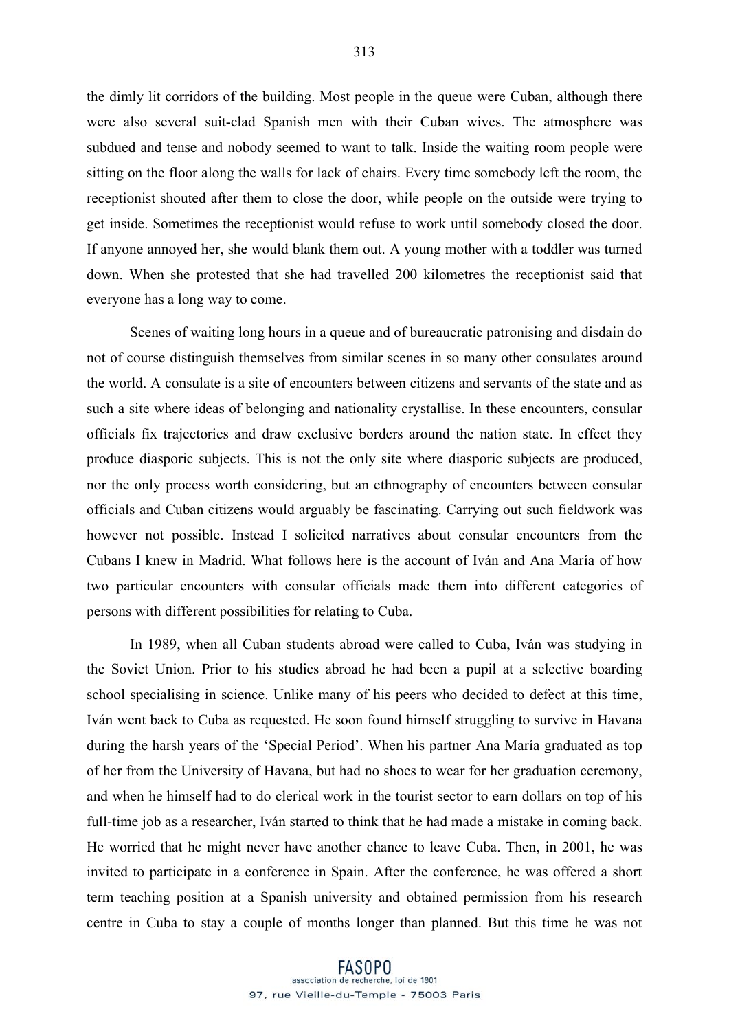the dimly lit corridors of the building. Most people in the queue were Cuban, although there were also several suit-clad Spanish men with their Cuban wives. The atmosphere was subdued and tense and nobody seemed to want to talk. Inside the waiting room people were sitting on the floor along the walls for lack of chairs. Every time somebody left the room, the receptionist shouted after them to close the door, while people on the outside were trying to get inside. Sometimes the receptionist would refuse to work until somebody closed the door. If anyone annoyed her, she would blank them out. A young mother with a toddler was turned down. When she protested that she had travelled 200 kilometres the receptionist said that everyone has a long way to come.

Scenes of waiting long hours in a queue and of bureaucratic patronising and disdain do not of course distinguish themselves from similar scenes in so many other consulates around the world. A consulate is a site of encounters between citizens and servants of the state and as such a site where ideas of belonging and nationality crystallise. In these encounters, consular officials fix trajectories and draw exclusive borders around the nation state. In effect they produce diasporic subjects. This is not the only site where diasporic subjects are produced, nor the only process worth considering, but an ethnography of encounters between consular officials and Cuban citizens would arguably be fascinating. Carrying out such fieldwork was however not possible. Instead I solicited narratives about consular encounters from the Cubans I knew in Madrid. What follows here is the account of Iván and Ana María of how two particular encounters with consular officials made them into different categories of persons with different possibilities for relating to Cuba.

In 1989, when all Cuban students abroad were called to Cuba, Iván was studying in the Soviet Union. Prior to his studies abroad he had been a pupil at a selective boarding school specialising in science. Unlike many of his peers who decided to defect at this time, Iván went back to Cuba as requested. He soon found himself struggling to survive in Havana during the harsh years of the 'Special Period'. When his partner Ana María graduated as top of her from the University of Havana, but had no shoes to wear for her graduation ceremony, and when he himself had to do clerical work in the tourist sector to earn dollars on top of his full-time job as a researcher, Iván started to think that he had made a mistake in coming back. He worried that he might never have another chance to leave Cuba. Then, in 2001, he was invited to participate in a conference in Spain. After the conference, he was offered a short term teaching position at a Spanish university and obtained permission from his research centre in Cuba to stay a couple of months longer than planned. But this time he was not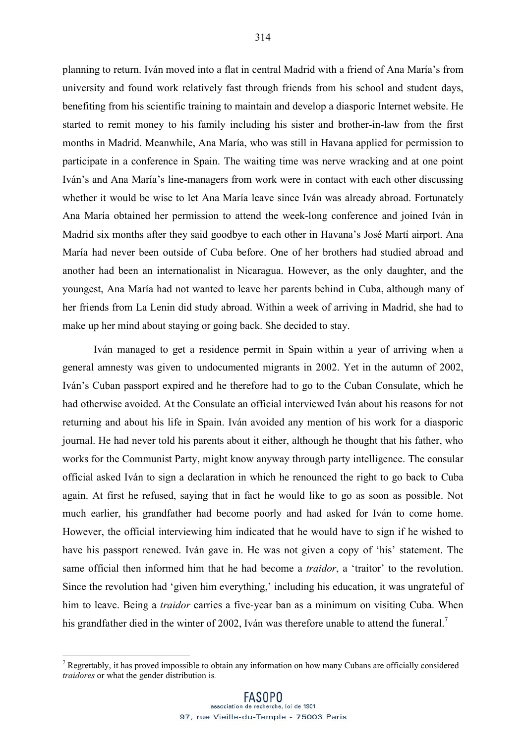planning to return. Iván moved into a flat in central Madrid with a friend of Ana María's from university and found work relatively fast through friends from his school and student days, benefiting from his scientific training to maintain and develop a diasporic Internet website. He started to remit money to his family including his sister and brother-in-law from the first months in Madrid. Meanwhile, Ana María, who was still in Havana applied for permission to participate in a conference in Spain. The waiting time was nerve wracking and at one point Iván's and Ana María's line-managers from work were in contact with each other discussing whether it would be wise to let Ana María leave since Iván was already abroad. Fortunately Ana María obtained her permission to attend the week-long conference and joined Iván in Madrid six months after they said goodbye to each other in Havana's José Martí airport. Ana María had never been outside of Cuba before. One of her brothers had studied abroad and another had been an internationalist in Nicaragua. However, as the only daughter, and the youngest, Ana María had not wanted to leave her parents behind in Cuba, although many of her friends from La Lenin did study abroad. Within a week of arriving in Madrid, she had to make up her mind about staying or going back. She decided to stay.

Iván managed to get a residence permit in Spain within a year of arriving when a general amnesty was given to undocumented migrants in 2002. Yet in the autumn of 2002, Iván's Cuban passport expired and he therefore had to go to the Cuban Consulate, which he had otherwise avoided. At the Consulate an official interviewed Iván about his reasons for not returning and about his life in Spain. Iván avoided any mention of his work for a diasporic journal. He had never told his parents about it either, although he thought that his father, who works for the Communist Party, might know anyway through party intelligence. The consular official asked Iván to sign a declaration in which he renounced the right to go back to Cuba again. At first he refused, saying that in fact he would like to go as soon as possible. Not much earlier, his grandfather had become poorly and had asked for Iván to come home. However, the official interviewing him indicated that he would have to sign if he wished to have his passport renewed. Iván gave in. He was not given a copy of 'his' statement. The same official then informed him that he had become a *traidor*, a 'traitor' to the revolution. Since the revolution had 'given him everything,' including his education, it was ungrateful of him to leave. Being a *traidor* carries a five-year ban as a minimum on visiting Cuba. When his grandfather died in the winter of 2002, Iván was therefore unable to attend the funeral.[7]

[7] Regrettably, it has proved impossible to obtain any information on how many Cubans are officially considered *traidores* or what the gender distribution is.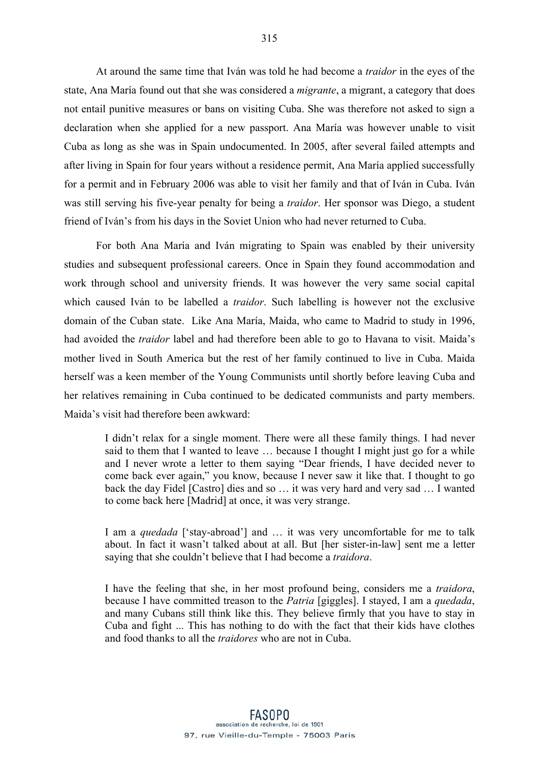At around the same time that Iván was told he had become a *traidor* in the eyes of the state, Ana María found out that she was considered a *migrante*, a migrant, a category that does not entail punitive measures or bans on visiting Cuba. She was therefore not asked to sign a declaration when she applied for a new passport. Ana María was however unable to visit Cuba as long as she was in Spain undocumented. In 2005, after several failed attempts and after living in Spain for four years without a residence permit, Ana María applied successfully for a permit and in February 2006 was able to visit her family and that of Iván in Cuba. Iván was still serving his five-year penalty for being a *traidor*. Her sponsor was Diego, a student friend of Iván's from his days in the Soviet Union who had never returned to Cuba.

For both Ana María and Iván migrating to Spain was enabled by their university studies and subsequent professional careers. Once in Spain they found accommodation and work through school and university friends. It was however the very same social capital which caused Iván to be labelled a *traidor*. Such labelling is however not the exclusive domain of the Cuban state. Like Ana María, Maida, who came to Madrid to study in 1996, had avoided the *traidor* label and had therefore been able to go to Havana to visit. Maida's mother lived in South America but the rest of her family continued to live in Cuba. Maida herself was a keen member of the Young Communists until shortly before leaving Cuba and her relatives remaining in Cuba continued to be dedicated communists and party members. Maida's visit had therefore been awkward:

> I didn't relax for a single moment. There were all these family things. I had never said to them that I wanted to leave … because I thought I might just go for a while and I never wrote a letter to them saying "Dear friends, I have decided never to come back ever again," you know, because I never saw it like that. I thought to go back the day Fidel [Castro] dies and so … it was very hard and very sad … I wanted to come back here [Madrid] at once, it was very strange.
>
> I am a *quedada* ['stay-abroad'] and … it was very uncomfortable for me to talk about. In fact it wasn't talked about at all. But [her sister-in-law] sent me a letter saying that she couldn't believe that I had become a *traidora*.
>
> I have the feeling that she, in her most profound being, considers me a *traidora*, because I have committed treason to the *Patria* [giggles]. I stayed, I am a *quedada*, and many Cubans still think like this. They believe firmly that you have to stay in Cuba and fight ... This has nothing to do with the fact that their kids have clothes and food thanks to all the *traidores* who are not in Cuba.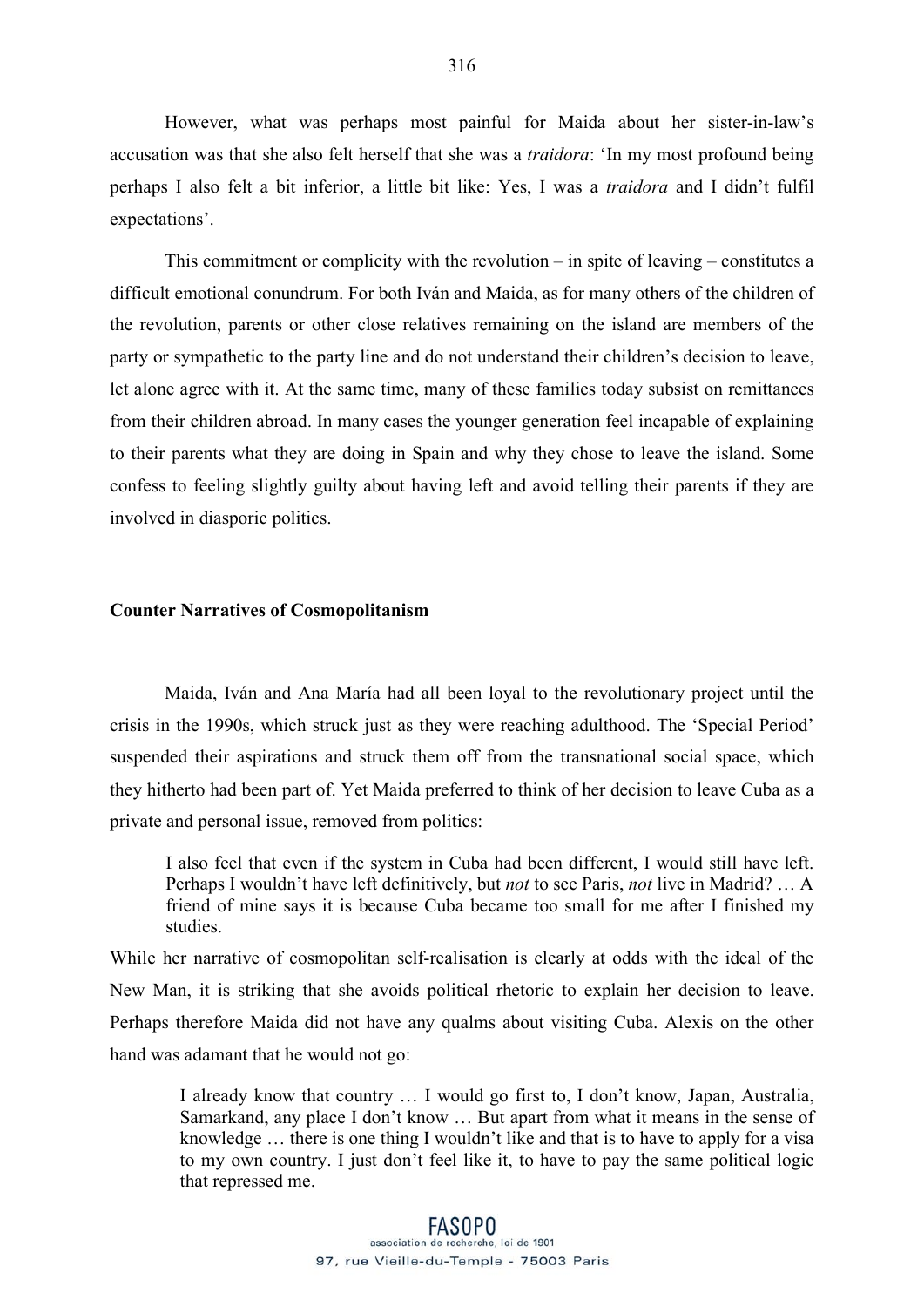However, what was perhaps most painful for Maida about her sister-in-law's accusation was that she also felt herself that she was a *traidora*: 'In my most profound being perhaps I also felt a bit inferior, a little bit like: Yes, I was a *traidora* and I didn't fulfil expectations'.

This commitment or complicity with the revolution – in spite of leaving – constitutes a difficult emotional conundrum. For both Iván and Maida, as for many others of the children of the revolution, parents or other close relatives remaining on the island are members of the party or sympathetic to the party line and do not understand their children's decision to leave, let alone agree with it. At the same time, many of these families today subsist on remittances from their children abroad. In many cases the younger generation feel incapable of explaining to their parents what they are doing in Spain and why they chose to leave the island. Some confess to feeling slightly guilty about having left and avoid telling their parents if they are involved in diasporic politics.

**Counter Narratives of Cosmopolitanism**

Maida, Iván and Ana María had all been loyal to the revolutionary project until the crisis in the 1990s, which struck just as they were reaching adulthood. The 'Special Period' suspended their aspirations and struck them off from the transnational social space, which they hitherto had been part of. Yet Maida preferred to think of her decision to leave Cuba as a private and personal issue, removed from politics:

> I also feel that even if the system in Cuba had been different, I would still have left. Perhaps I wouldn't have left definitively, but *not* to see Paris, *not* live in Madrid? … A friend of mine says it is because Cuba became too small for me after I finished my studies.

While her narrative of cosmopolitan self-realisation is clearly at odds with the ideal of the New Man, it is striking that she avoids political rhetoric to explain her decision to leave. Perhaps therefore Maida did not have any qualms about visiting Cuba. Alexis on the other hand was adamant that he would not go:

> I already know that country … I would go first to, I don't know, Japan, Australia, Samarkand, any place I don't know … But apart from what it means in the sense of knowledge … there is one thing I wouldn't like and that is to have to apply for a visa to my own country. I just don't feel like it, to have to pay the same political logic that repressed me.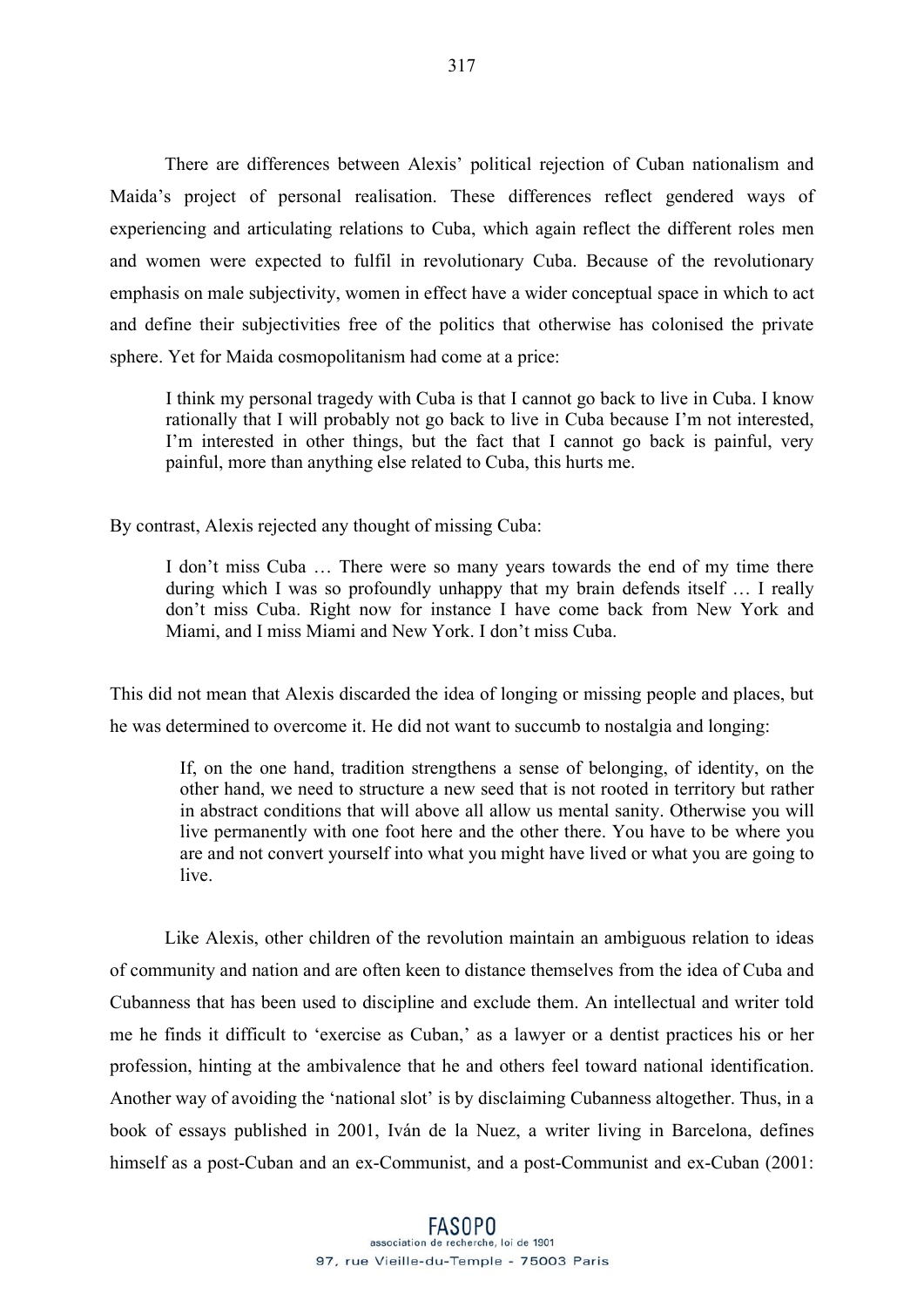There are differences between Alexis' political rejection of Cuban nationalism and Maida's project of personal realisation. These differences reflect gendered ways of experiencing and articulating relations to Cuba, which again reflect the different roles men and women were expected to fulfil in revolutionary Cuba. Because of the revolutionary emphasis on male subjectivity, women in effect have a wider conceptual space in which to act and define their subjectivities free of the politics that otherwise has colonised the private sphere. Yet for Maida cosmopolitanism had come at a price:

> I think my personal tragedy with Cuba is that I cannot go back to live in Cuba. I know rationally that I will probably not go back to live in Cuba because I'm not interested, I'm interested in other things, but the fact that I cannot go back is painful, very painful, more than anything else related to Cuba, this hurts me.

By contrast, Alexis rejected any thought of missing Cuba:

> I don't miss Cuba … There were so many years towards the end of my time there during which I was so profoundly unhappy that my brain defends itself … I really don't miss Cuba. Right now for instance I have come back from New York and Miami, and I miss Miami and New York. I don't miss Cuba.

This did not mean that Alexis discarded the idea of longing or missing people and places, but he was determined to overcome it. He did not want to succumb to nostalgia and longing:

> If, on the one hand, tradition strengthens a sense of belonging, of identity, on the other hand, we need to structure a new seed that is not rooted in territory but rather in abstract conditions that will above all allow us mental sanity. Otherwise you will live permanently with one foot here and the other there. You have to be where you are and not convert yourself into what you might have lived or what you are going to live.

Like Alexis, other children of the revolution maintain an ambiguous relation to ideas of community and nation and are often keen to distance themselves from the idea of Cuba and Cubanness that has been used to discipline and exclude them. An intellectual and writer told me he finds it difficult to 'exercise as Cuban,' as a lawyer or a dentist practices his or her profession, hinting at the ambivalence that he and others feel toward national identification. Another way of avoiding the 'national slot' is by disclaiming Cubanness altogether. Thus, in a book of essays published in 2001, Iván de la Nuez, a writer living in Barcelona, defines himself as a post-Cuban and an ex-Communist, and a post-Communist and ex-Cuban (2001: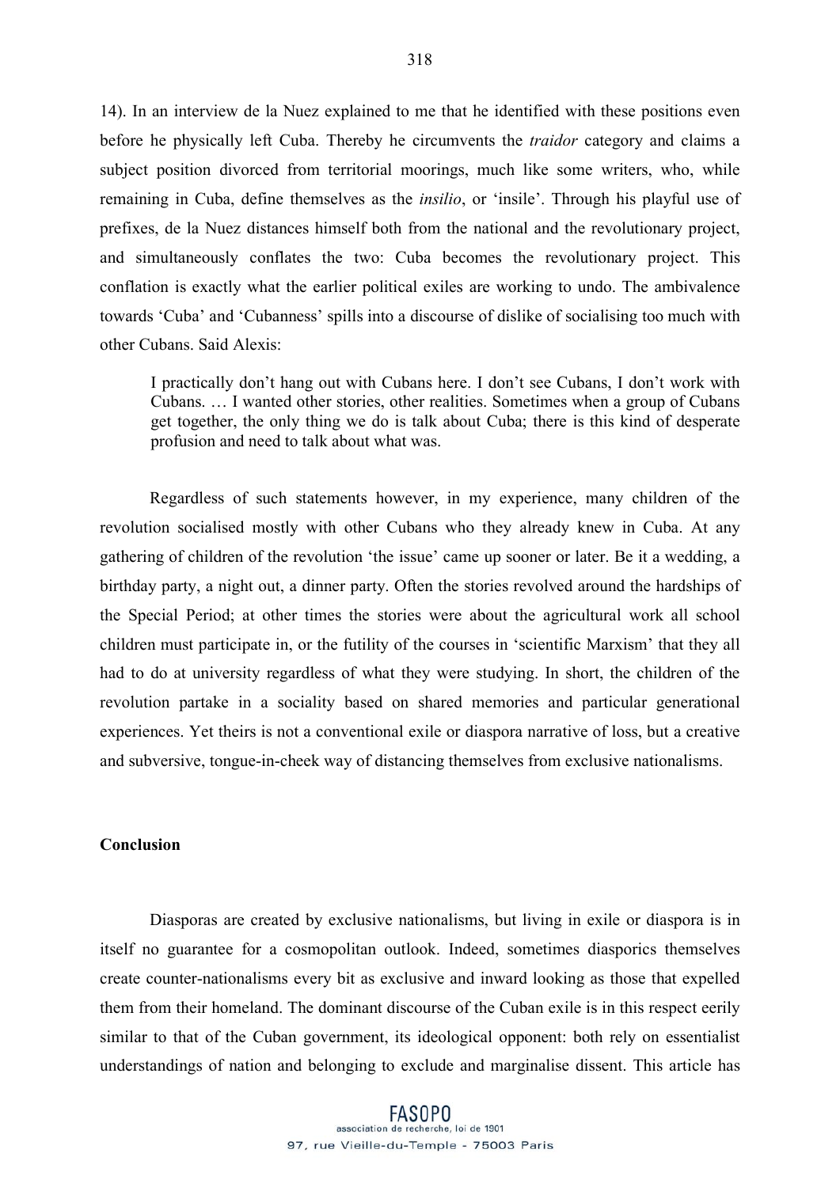14). In an interview de la Nuez explained to me that he identified with these positions even before he physically left Cuba. Thereby he circumvents the *traidor* category and claims a subject position divorced from territorial moorings, much like some writers, who, while remaining in Cuba, define themselves as the *insilio*, or 'insile'. Through his playful use of prefixes, de la Nuez distances himself both from the national and the revolutionary project, and simultaneously conflates the two: Cuba becomes the revolutionary project. This conflation is exactly what the earlier political exiles are working to undo. The ambivalence towards 'Cuba' and 'Cubanness' spills into a discourse of dislike of socialising too much with other Cubans. Said Alexis:

> I practically don't hang out with Cubans here. I don't see Cubans, I don't work with Cubans. … I wanted other stories, other realities. Sometimes when a group of Cubans get together, the only thing we do is talk about Cuba; there is this kind of desperate profusion and need to talk about what was.

Regardless of such statements however, in my experience, many children of the revolution socialised mostly with other Cubans who they already knew in Cuba. At any gathering of children of the revolution 'the issue' came up sooner or later. Be it a wedding, a birthday party, a night out, a dinner party. Often the stories revolved around the hardships of the Special Period; at other times the stories were about the agricultural work all school children must participate in, or the futility of the courses in 'scientific Marxism' that they all had to do at university regardless of what they were studying. In short, the children of the revolution partake in a sociality based on shared memories and particular generational experiences. Yet theirs is not a conventional exile or diaspora narrative of loss, but a creative and subversive, tongue-in-cheek way of distancing themselves from exclusive nationalisms.

**Conclusion**

Diasporas are created by exclusive nationalisms, but living in exile or diaspora is in itself no guarantee for a cosmopolitan outlook. Indeed, sometimes diasporics themselves create counter-nationalisms every bit as exclusive and inward looking as those that expelled them from their homeland. The dominant discourse of the Cuban exile is in this respect eerily similar to that of the Cuban government, its ideological opponent: both rely on essentialist understandings of nation and belonging to exclude and marginalise dissent. This article has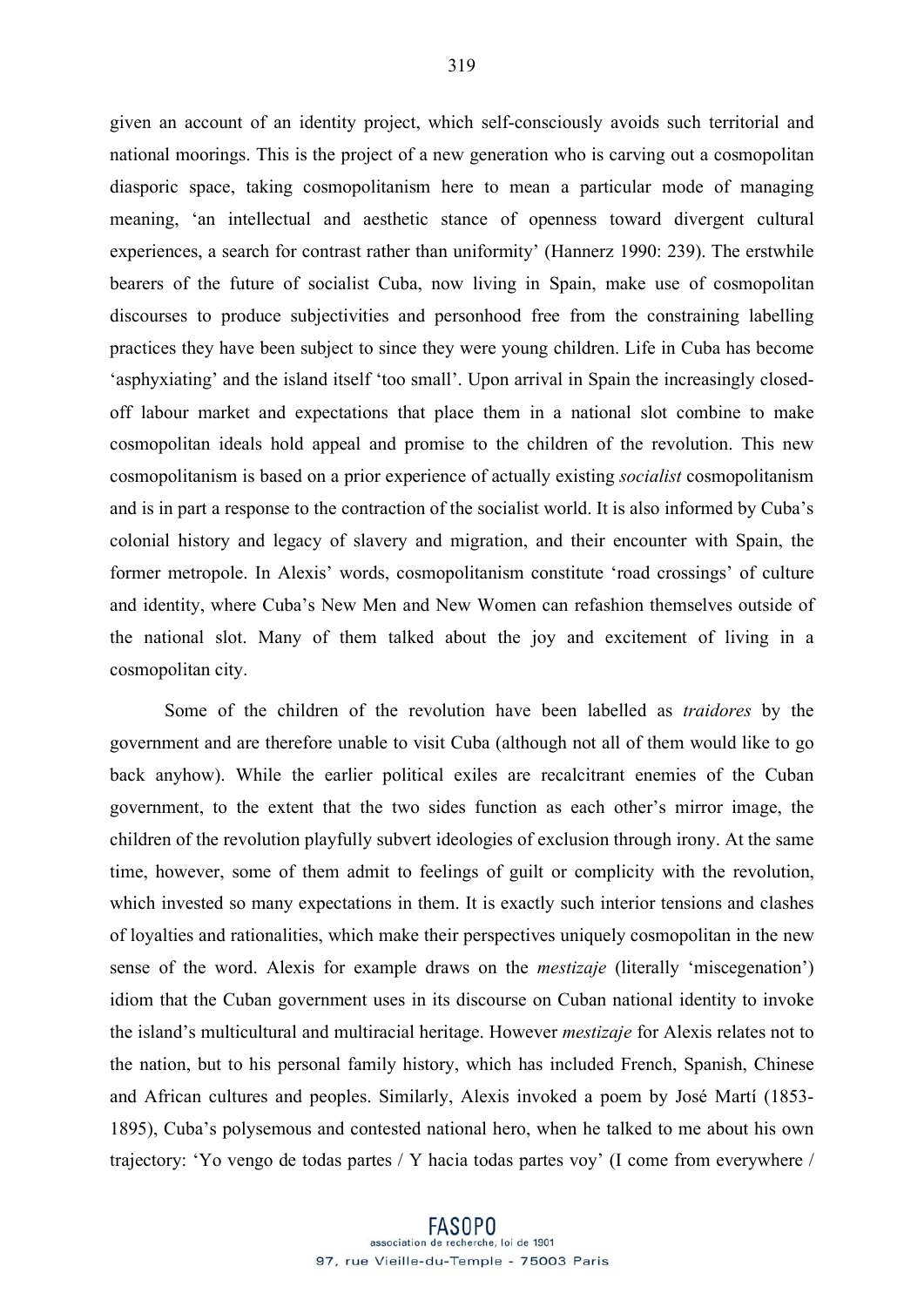given an account of an identity project, which self-consciously avoids such territorial and national moorings. This is the project of a new generation who is carving out a cosmopolitan diasporic space, taking cosmopolitanism here to mean a particular mode of managing meaning, 'an intellectual and aesthetic stance of openness toward divergent cultural experiences, a search for contrast rather than uniformity' (Hannerz 1990: 239). The erstwhile bearers of the future of socialist Cuba, now living in Spain, make use of cosmopolitan discourses to produce subjectivities and personhood free from the constraining labelling practices they have been subject to since they were young children. Life in Cuba has become 'asphyxiating' and the island itself 'too small'. Upon arrival in Spain the increasingly closed-off labour market and expectations that place them in a national slot combine to make cosmopolitan ideals hold appeal and promise to the children of the revolution. This new cosmopolitanism is based on a prior experience of actually existing *socialist* cosmopolitanism and is in part a response to the contraction of the socialist world. It is also informed by Cuba's colonial history and legacy of slavery and migration, and their encounter with Spain, the former metropole. In Alexis' words, cosmopolitanism constitute 'road crossings' of culture and identity, where Cuba's New Men and New Women can refashion themselves outside of the national slot. Many of them talked about the joy and excitement of living in a cosmopolitan city.

Some of the children of the revolution have been labelled as *traidores* by the government and are therefore unable to visit Cuba (although not all of them would like to go back anyhow). While the earlier political exiles are recalcitrant enemies of the Cuban government, to the extent that the two sides function as each other's mirror image, the children of the revolution playfully subvert ideologies of exclusion through irony. At the same time, however, some of them admit to feelings of guilt or complicity with the revolution, which invested so many expectations in them. It is exactly such interior tensions and clashes of loyalties and rationalities, which make their perspectives uniquely cosmopolitan in the new sense of the word. Alexis for example draws on the *mestizaje* (literally 'miscegenation') idiom that the Cuban government uses in its discourse on Cuban national identity to invoke the island's multicultural and multiracial heritage. However *mestizaje* for Alexis relates not to the nation, but to his personal family history, which has included French, Spanish, Chinese and African cultures and peoples. Similarly, Alexis invoked a poem by José Martí (1853-1895), Cuba's polysemous and contested national hero, when he talked to me about his own trajectory: 'Yo vengo de todas partes / Y hacia todas partes voy' (I come from everywhere /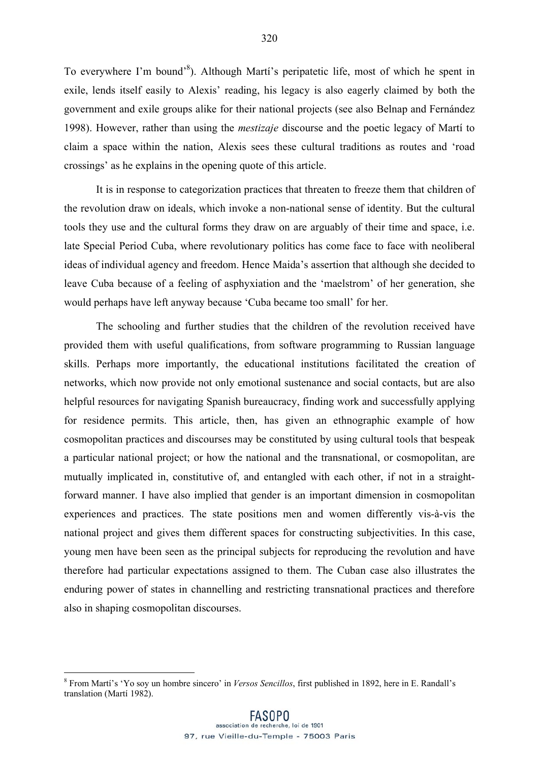To everywhere I'm bound'[8]). Although Martí's peripatetic life, most of which he spent in exile, lends itself easily to Alexis' reading, his legacy is also eagerly claimed by both the government and exile groups alike for their national projects (see also Belnap and Fernández 1998). However, rather than using the *mestizaje* discourse and the poetic legacy of Martí to claim a space within the nation, Alexis sees these cultural traditions as routes and 'road crossings' as he explains in the opening quote of this article.

It is in response to categorization practices that threaten to freeze them that children of the revolution draw on ideals, which invoke a non-national sense of identity. But the cultural tools they use and the cultural forms they draw on are arguably of their time and space, i.e. late Special Period Cuba, where revolutionary politics has come face to face with neoliberal ideas of individual agency and freedom. Hence Maida's assertion that although she decided to leave Cuba because of a feeling of asphyxiation and the 'maelstrom' of her generation, she would perhaps have left anyway because 'Cuba became too small' for her.

The schooling and further studies that the children of the revolution received have provided them with useful qualifications, from software programming to Russian language skills. Perhaps more importantly, the educational institutions facilitated the creation of networks, which now provide not only emotional sustenance and social contacts, but are also helpful resources for navigating Spanish bureaucracy, finding work and successfully applying for residence permits. This article, then, has given an ethnographic example of how cosmopolitan practices and discourses may be constituted by using cultural tools that bespeak a particular national project; or how the national and the transnational, or cosmopolitan, are mutually implicated in, constitutive of, and entangled with each other, if not in a straight-forward manner. I have also implied that gender is an important dimension in cosmopolitan experiences and practices. The state positions men and women differently vis-à-vis the national project and gives them different spaces for constructing subjectivities. In this case, young men have been seen as the principal subjects for reproducing the revolution and have therefore had particular expectations assigned to them. The Cuban case also illustrates the enduring power of states in channelling and restricting transnational practices and therefore also in shaping cosmopolitan discourses.

[8] From Martí's 'Yo soy un hombre sincero' in *Versos Sencillos*, first published in 1892, here in E. Randall's translation (Martí 1982).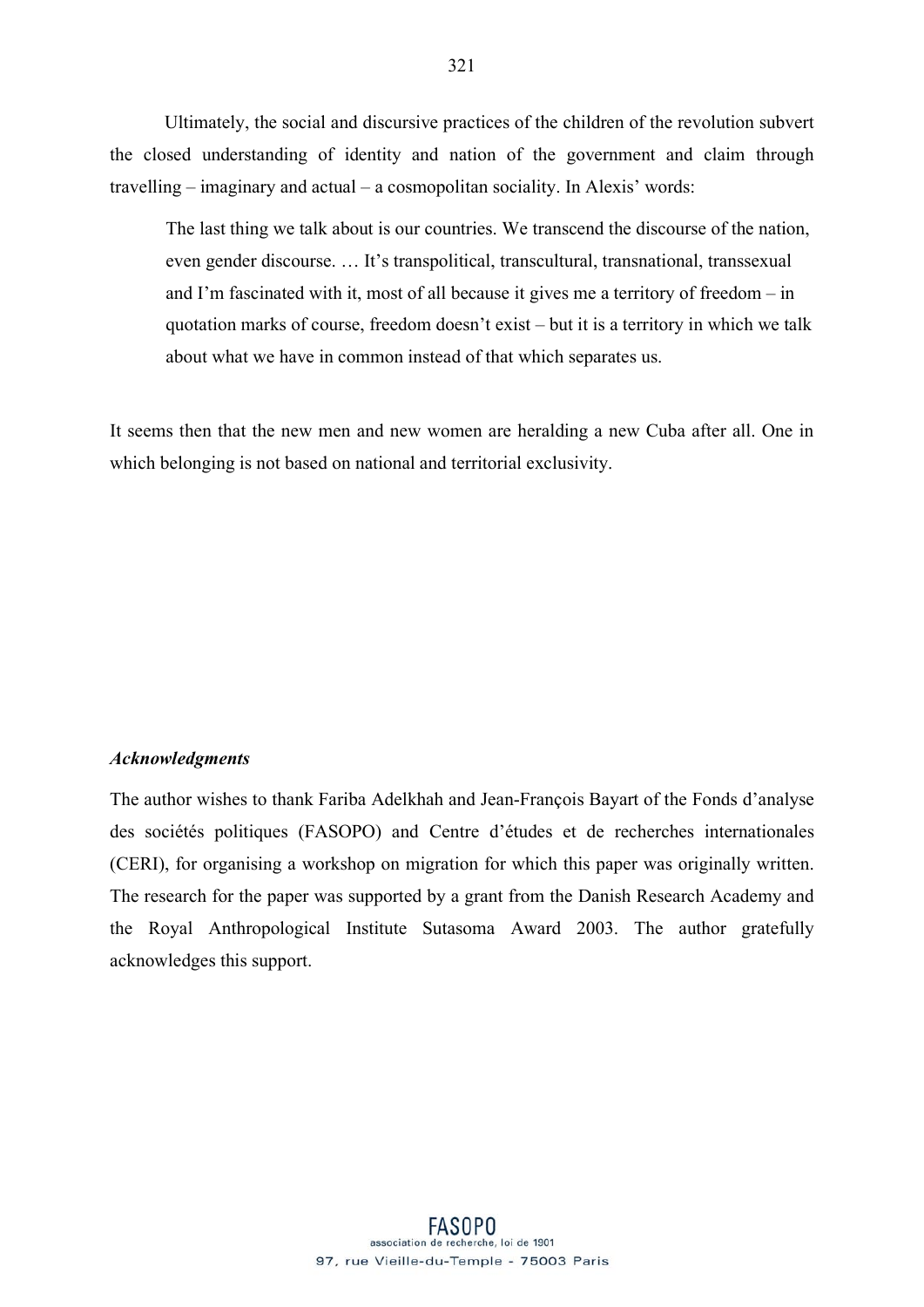Ultimately, the social and discursive practices of the children of the revolution subvert the closed understanding of identity and nation of the government and claim through travelling – imaginary and actual – a cosmopolitan sociality. In Alexis' words:

> The last thing we talk about is our countries. We transcend the discourse of the nation, even gender discourse. … It's transpolitical, transcultural, transnational, transsexual and I'm fascinated with it, most of all because it gives me a territory of freedom – in quotation marks of course, freedom doesn't exist – but it is a territory in which we talk about what we have in common instead of that which separates us.

It seems then that the new men and new women are heralding a new Cuba after all. One in which belonging is not based on national and territorial exclusivity.

### *Acknowledgments*

The author wishes to thank Fariba Adelkhah and Jean-François Bayart of the Fonds d'analyse des sociétés politiques (FASOPO) and Centre d'études et de recherches internationales (CERI), for organising a workshop on migration for which this paper was originally written. The research for the paper was supported by a grant from the Danish Research Academy and the Royal Anthropological Institute Sutasoma Award 2003. The author gratefully acknowledges this support.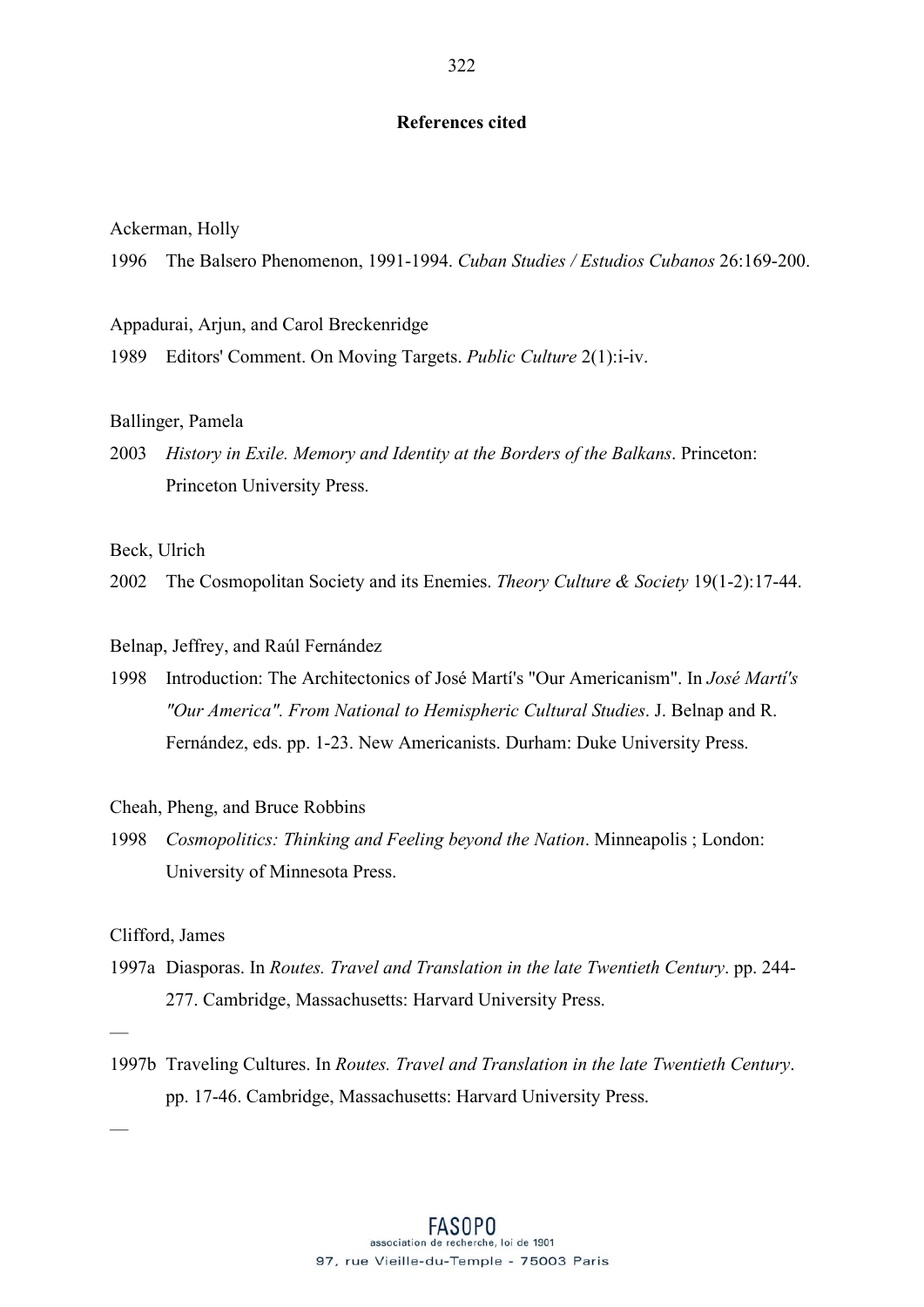## References cited

Ackerman, Holly

1996 The Balsero Phenomenon, 1991-1994. *Cuban Studies / Estudios Cubanos* 26:169-200.

Appadurai, Arjun, and Carol Breckenridge

1989 Editors' Comment. On Moving Targets. *Public Culture* 2(1):i-iv.

Ballinger, Pamela

2003 *History in Exile. Memory and Identity at the Borders of the Balkans*. Princeton: Princeton University Press.

Beck, Ulrich

2002 The Cosmopolitan Society and its Enemies. *Theory Culture & Society* 19(1-2):17-44.

Belnap, Jeffrey, and Raúl Fernández

1998 Introduction: The Architectonics of José Martí's "Our Americanism". In *José Martí's "Our America". From National to Hemispheric Cultural Studies*. J. Belnap and R. Fernández, eds. pp. 1-23. New Americanists. Durham: Duke University Press.

Cheah, Pheng, and Bruce Robbins

1998 *Cosmopolitics: Thinking and Feeling beyond the Nation*. Minneapolis ; London: University of Minnesota Press.

Clifford, James

1997a Diasporas. In *Routes. Travel and Translation in the late Twentieth Century*. pp. 244-277. Cambridge, Massachusetts: Harvard University Press.

—

1997b Traveling Cultures. In *Routes. Travel and Translation in the late Twentieth Century*. pp. 17-46. Cambridge, Massachusetts: Harvard University Press.

—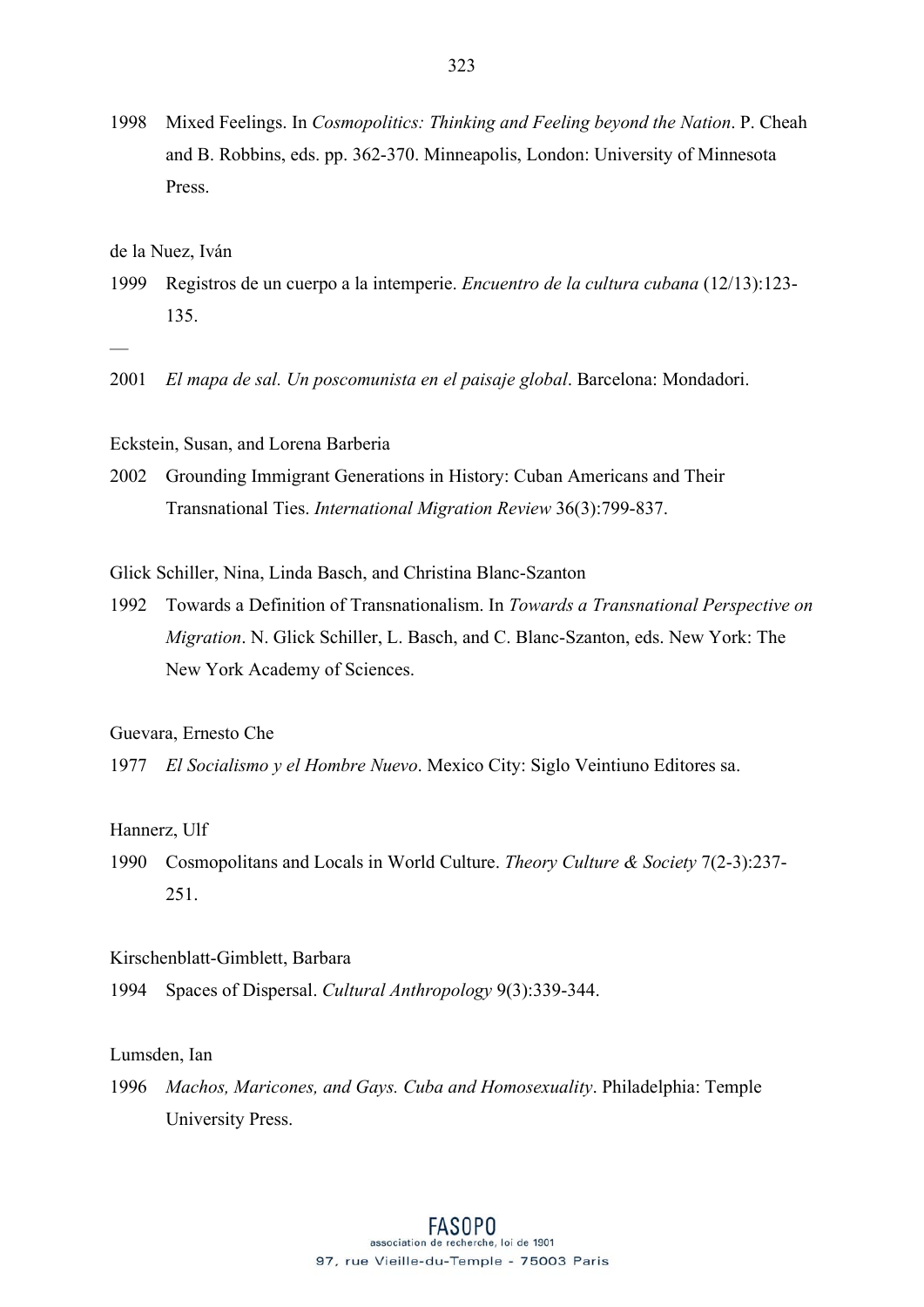1998 Mixed Feelings. In *Cosmopolitics: Thinking and Feeling beyond the Nation*. P. Cheah and B. Robbins, eds. pp. 362-370. Minneapolis, London: University of Minnesota Press.

de la Nuez, Iván

1999 Registros de un cuerpo a la intemperie. *Encuentro de la cultura cubana* (12/13):123-135.

—

2001 *El mapa de sal. Un poscomunista en el paisaje global*. Barcelona: Mondadori.

Eckstein, Susan, and Lorena Barberia

2002 Grounding Immigrant Generations in History: Cuban Americans and Their Transnational Ties. *International Migration Review* 36(3):799-837.

Glick Schiller, Nina, Linda Basch, and Christina Blanc-Szanton

1992 Towards a Definition of Transnationalism. In *Towards a Transnational Perspective on Migration*. N. Glick Schiller, L. Basch, and C. Blanc-Szanton, eds. New York: The New York Academy of Sciences.

Guevara, Ernesto Che

1977 *El Socialismo y el Hombre Nuevo*. Mexico City: Siglo Veintiuno Editores sa.

Hannerz, Ulf

1990 Cosmopolitans and Locals in World Culture. *Theory Culture & Society* 7(2-3):237-251.

Kirschenblatt-Gimblett, Barbara

1994 Spaces of Dispersal. *Cultural Anthropology* 9(3):339-344.

Lumsden, Ian

1996 *Machos, Maricones, and Gays. Cuba and Homosexuality*. Philadelphia: Temple University Press.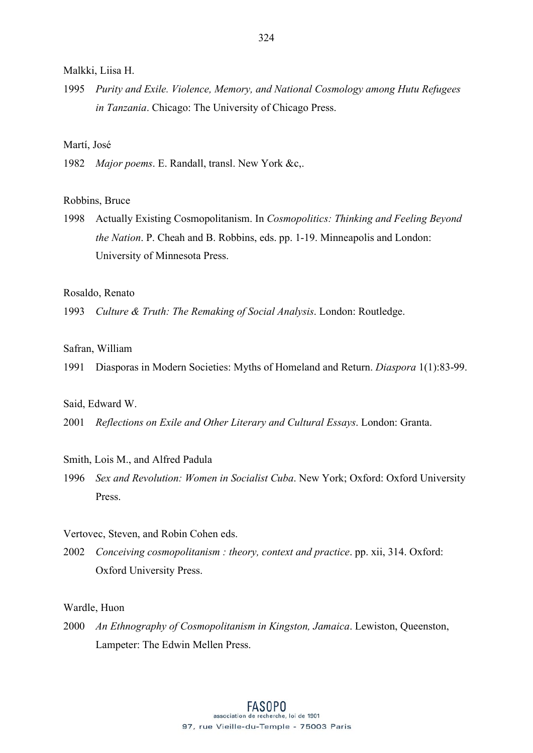Malkki, Liisa H.

1995 *Purity and Exile. Violence, Memory, and National Cosmology among Hutu Refugees in Tanzania*. Chicago: The University of Chicago Press.

Martí, José

1982 *Major poems*. E. Randall, transl. New York &c,.

Robbins, Bruce

1998 Actually Existing Cosmopolitanism. In *Cosmopolitics: Thinking and Feeling Beyond the Nation*. P. Cheah and B. Robbins, eds. pp. 1-19. Minneapolis and London: University of Minnesota Press.

Rosaldo, Renato

1993 *Culture & Truth: The Remaking of Social Analysis*. London: Routledge.

Safran, William

1991 Diasporas in Modern Societies: Myths of Homeland and Return. *Diaspora* 1(1):83-99.

Said, Edward W.

2001 *Reflections on Exile and Other Literary and Cultural Essays*. London: Granta.

Smith, Lois M., and Alfred Padula

1996 *Sex and Revolution: Women in Socialist Cuba*. New York; Oxford: Oxford University Press.

Vertovec, Steven, and Robin Cohen eds.

2002 *Conceiving cosmopolitanism : theory, context and practice*. pp. xii, 314. Oxford: Oxford University Press.

Wardle, Huon

2000 *An Ethnography of Cosmopolitanism in Kingston, Jamaica*. Lewiston, Queenston, Lampeter: The Edwin Mellen Press.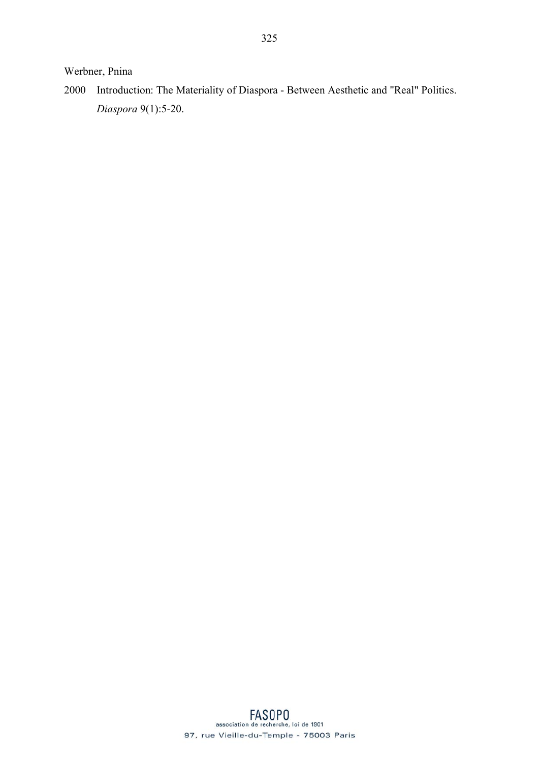Werbner, Pnina

2000 Introduction: The Materiality of Diaspora - Between Aesthetic and "Real" Politics. *Diaspora* 9(1):5-20.